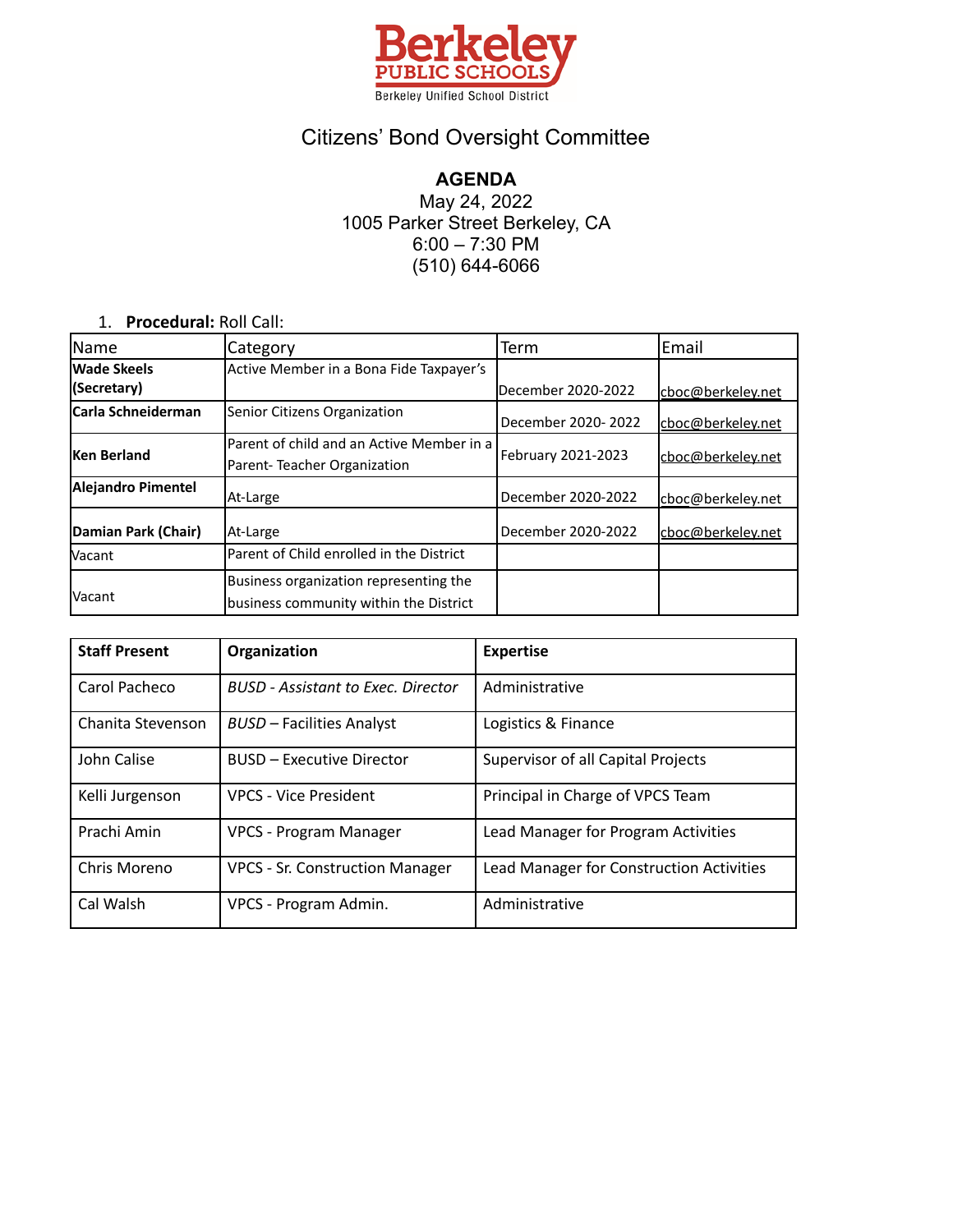Berkeley PUBLIC SCHOOLS

Berkeley Unified School District

# Citizens' Bond Oversight Committee

## AGENDA

May 24, 2022
1005 Parker Street Berkeley, CA
6:00 – 7:30 PM
(510) 644-6066

1. **Procedural:** Roll Call:

| Name | Category | Term | Email |
|---|---|---|---|
| **Wade Skeels (Secretary)** | Active Member in a Bona Fide Taxpayer's | December 2020-2022 | cboc@berkeley.net |
| **Carla Schneiderman** | Senior Citizens Organization | December 2020- 2022 | cboc@berkeley.net |
| **Ken Berland** | Parent of child and an Active Member in a Parent- Teacher Organization | February 2021-2023 | cboc@berkeley.net |
| **Alejandro Pimentel** | At-Large | December 2020-2022 | cboc@berkeley.net |
| **Damian Park (Chair)** | At-Large | December 2020-2022 | cboc@berkeley.net |
| Vacant | Parent of Child enrolled in the District | | |
| Vacant | Business organization representing the business community within the District | | |

| **Staff Present** | **Organization** | **Expertise** |
|---|---|---|
| Carol Pacheco | *BUSD - Assistant to Exec. Director* | Administrative |
| Chanita Stevenson | *BUSD* – Facilities Analyst | Logistics & Finance |
| John Calise | BUSD – Executive Director | Supervisor of all Capital Projects |
| Kelli Jurgenson | VPCS - Vice President | Principal in Charge of VPCS Team |
| Prachi Amin | VPCS - Program Manager | Lead Manager for Program Activities |
| Chris Moreno | VPCS - Sr. Construction Manager | Lead Manager for Construction Activities |
| Cal Walsh | VPCS - Program Admin. | Administrative |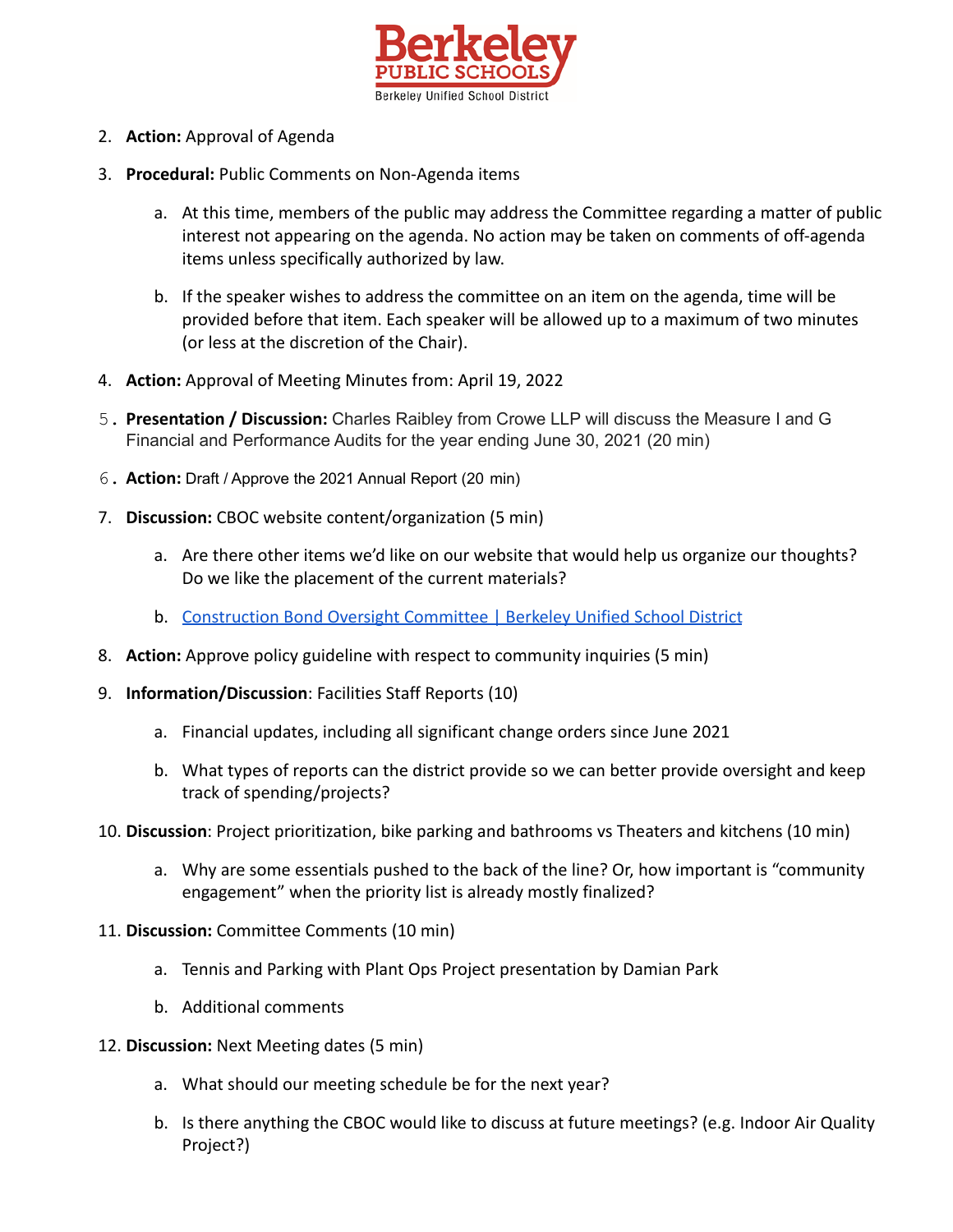2. **Action:** Approval of Agenda

3. **Procedural:** Public Comments on Non-Agenda items

    a. At this time, members of the public may address the Committee regarding a matter of public interest not appearing on the agenda. No action may be taken on comments of off-agenda items unless specifically authorized by law.

    b. If the speaker wishes to address the committee on an item on the agenda, time will be provided before that item. Each speaker will be allowed up to a maximum of two minutes (or less at the discretion of the Chair).

4. **Action:** Approval of Meeting Minutes from: April 19, 2022

5. **Presentation / Discussion:** Charles Raibley from Crowe LLP will discuss the Measure I and G Financial and Performance Audits for the year ending June 30, 2021 (20 min)

6. **Action:** Draft / Approve the 2021 Annual Report (20 min)

7. **Discussion:** CBOC website content/organization (5 min)

    a. Are there other items we'd like on our website that would help us organize our thoughts? Do we like the placement of the current materials?

    b. [Construction Bond Oversight Committee | Berkeley Unified School District]()

8. **Action:** Approve policy guideline with respect to community inquiries (5 min)

9. **Information/Discussion**: Facilities Staff Reports (10)

    a. Financial updates, including all significant change orders since June 2021

    b. What types of reports can the district provide so we can better provide oversight and keep track of spending/projects?

10. **Discussion**: Project prioritization, bike parking and bathrooms vs Theaters and kitchens (10 min)

    a. Why are some essentials pushed to the back of the line? Or, how important is "community engagement" when the priority list is already mostly finalized?

11. **Discussion:** Committee Comments (10 min)

    a. Tennis and Parking with Plant Ops Project presentation by Damian Park

    b. Additional comments

12. **Discussion:** Next Meeting dates (5 min)

    a. What should our meeting schedule be for the next year?

    b. Is there anything the CBOC would like to discuss at future meetings? (e.g. Indoor Air Quality Project?)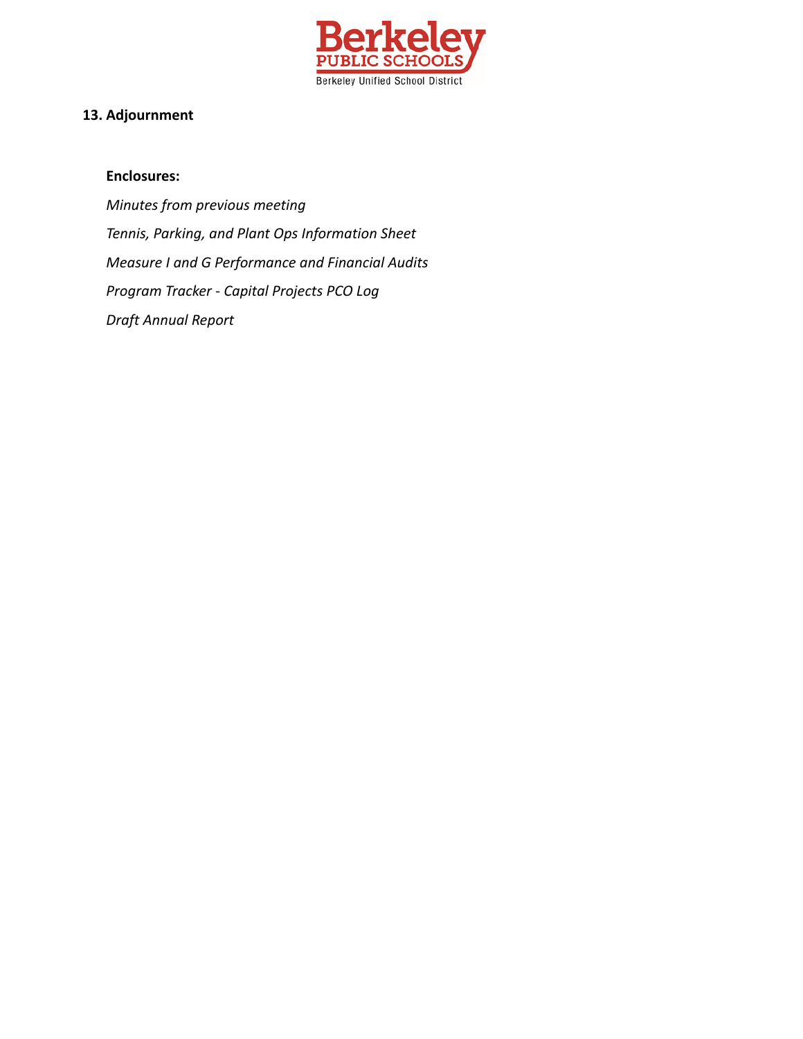**13. Adjournment**

**Enclosures:**

*Minutes from previous meeting*

*Tennis, Parking, and Plant Ops Information Sheet*

*Measure I and G Performance and Financial Audits*

*Program Tracker - Capital Projects PCO Log*

*Draft Annual Report*